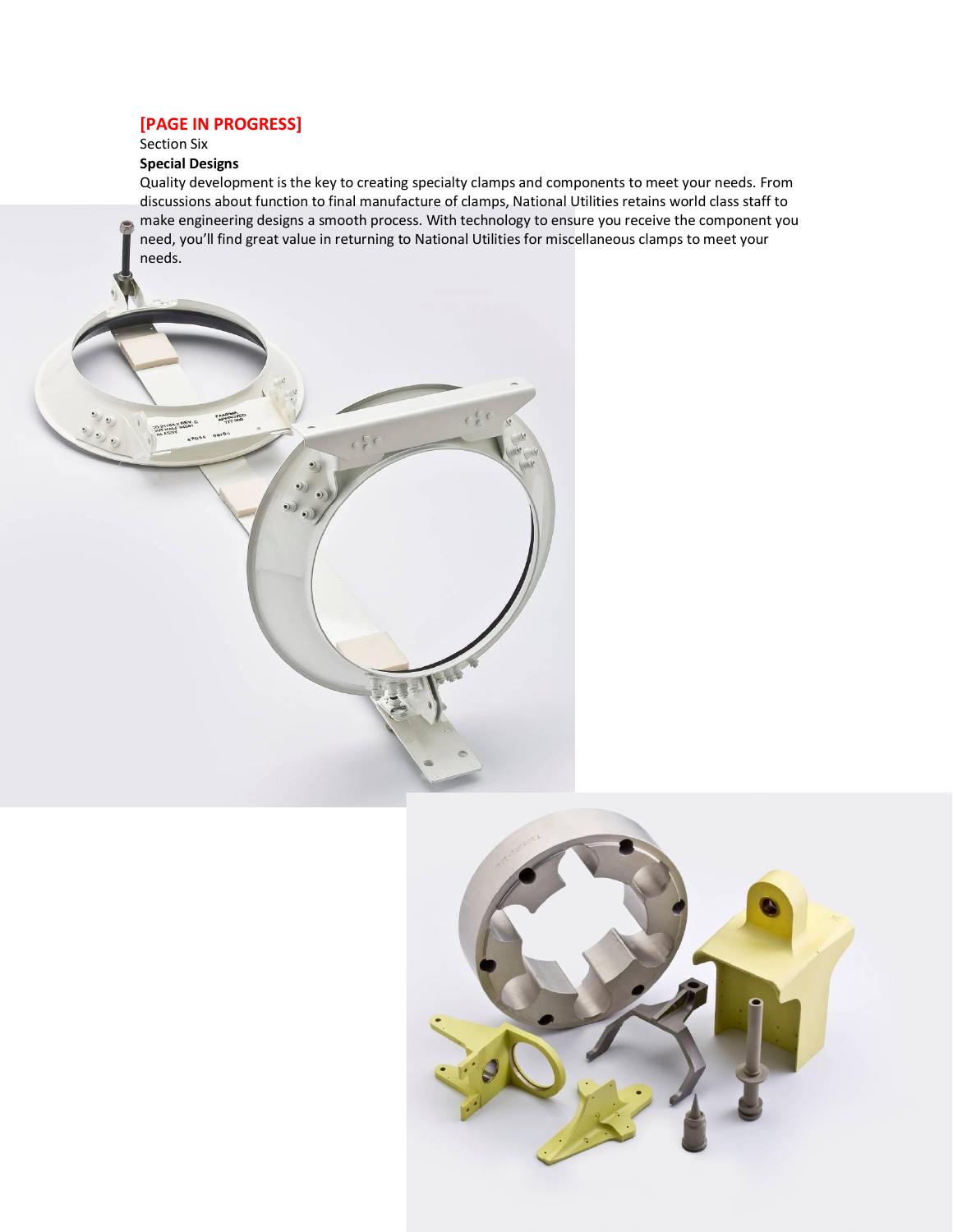**[PAGE IN PROGRESS]**

Section Six

**Special Designs**

Quality development is the key to creating specialty clamps and components to meet your needs. From discussions about function to final manufacture of clamps, National Utilities retains world class staff to make engineering designs a smooth process. With technology to ensure you receive the component you need, you'll find great value in returning to National Utilities for miscellaneous clamps to meet your needs.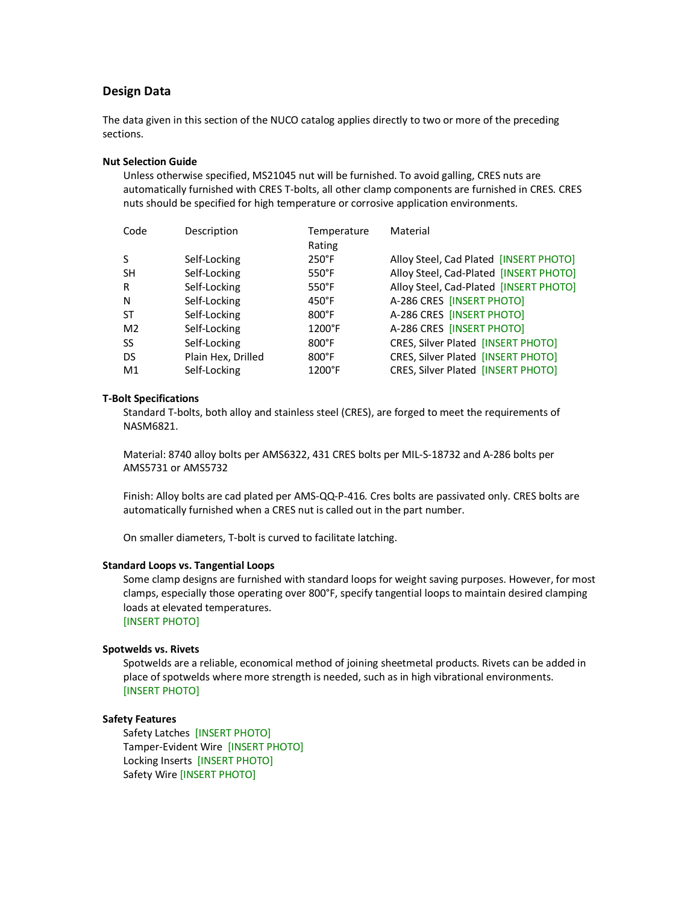## Design Data

The data given in this section of the NUCO catalog applies directly to two or more of the preceding sections.

### Nut Selection Guide

Unless otherwise specified, MS21045 nut will be furnished. To avoid galling, CRES nuts are automatically furnished with CRES T-bolts, all other clamp components are furnished in CRES. CRES nuts should be specified for high temperature or corrosive application environments.

| Code | Description | Temperature Rating | Material |
|---|---|---|---|
| S | Self-Locking | 250°F | Alloy Steel, Cad Plated [INSERT PHOTO] |
| SH | Self-Locking | 550°F | Alloy Steel, Cad-Plated [INSERT PHOTO] |
| R | Self-Locking | 550°F | Alloy Steel, Cad-Plated [INSERT PHOTO] |
| N | Self-Locking | 450°F | A-286 CRES [INSERT PHOTO] |
| ST | Self-Locking | 800°F | A-286 CRES [INSERT PHOTO] |
| M2 | Self-Locking | 1200°F | A-286 CRES [INSERT PHOTO] |
| SS | Self-Locking | 800°F | CRES, Silver Plated [INSERT PHOTO] |
| DS | Plain Hex, Drilled | 800°F | CRES, Silver Plated [INSERT PHOTO] |
| M1 | Self-Locking | 1200°F | CRES, Silver Plated [INSERT PHOTO] |

### T-Bolt Specifications

Standard T-bolts, both alloy and stainless steel (CRES), are forged to meet the requirements of NASM6821.

Material: 8740 alloy bolts per AMS6322, 431 CRES bolts per MIL-S-18732 and A-286 bolts per AMS5731 or AMS5732

Finish: Alloy bolts are cad plated per AMS-QQ-P-416. Cres bolts are passivated only. CRES bolts are automatically furnished when a CRES nut is called out in the part number.

On smaller diameters, T-bolt is curved to facilitate latching.

### Standard Loops vs. Tangential Loops

Some clamp designs are furnished with standard loops for weight saving purposes. However, for most clamps, especially those operating over 800°F, specify tangential loops to maintain desired clamping loads at elevated temperatures.
[INSERT PHOTO]

### Spotwelds vs. Rivets

Spotwelds are a reliable, economical method of joining sheetmetal products. Rivets can be added in place of spotwelds where more strength is needed, such as in high vibrational environments.
[INSERT PHOTO]

### Safety Features

Safety Latches [INSERT PHOTO]
Tamper-Evident Wire [INSERT PHOTO]
Locking Inserts [INSERT PHOTO]
Safety Wire [INSERT PHOTO]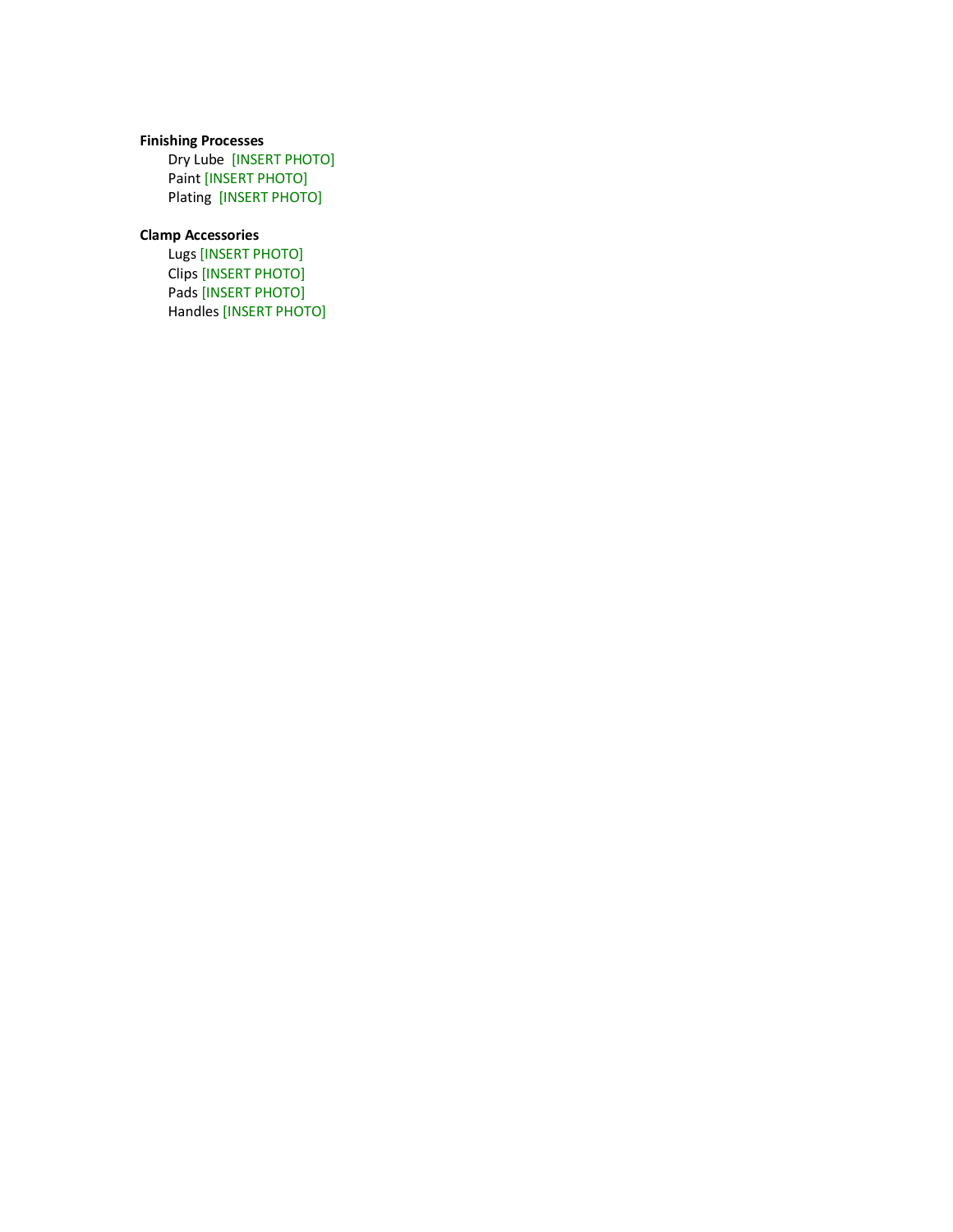**Finishing Processes**

- Dry Lube [INSERT PHOTO]
- Paint [INSERT PHOTO]
- Plating [INSERT PHOTO]

**Clamp Accessories**

- Lugs [INSERT PHOTO]
- Clips [INSERT PHOTO]
- Pads [INSERT PHOTO]
- Handles [INSERT PHOTO]